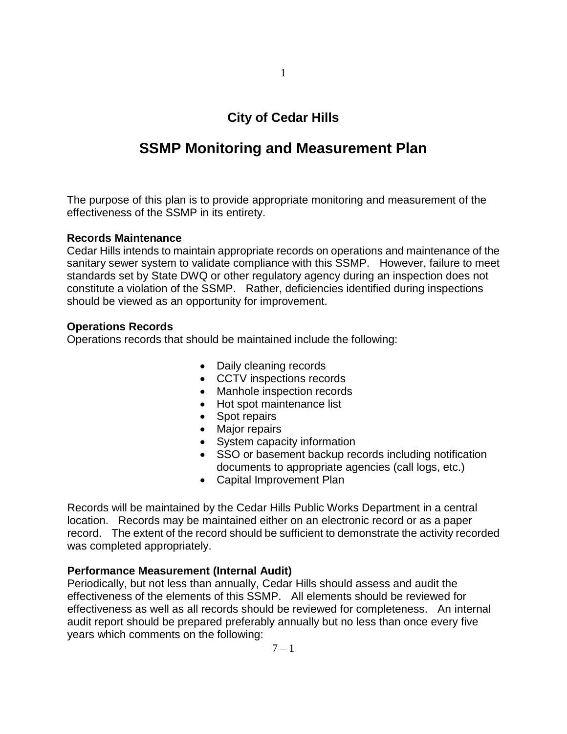# City of Cedar Hills

## SSMP Monitoring and Measurement Plan

The purpose of this plan is to provide appropriate monitoring and measurement of the effectiveness of the SSMP in its entirety.

### Records Maintenance

Cedar Hills intends to maintain appropriate records on operations and maintenance of the sanitary sewer system to validate compliance with this SSMP. However, failure to meet standards set by State DWQ or other regulatory agency during an inspection does not constitute a violation of the SSMP. Rather, deficiencies identified during inspections should be viewed as an opportunity for improvement.

### Operations Records

Operations records that should be maintained include the following:

- Daily cleaning records
- CCTV inspections records
- Manhole inspection records
- Hot spot maintenance list
- Spot repairs
- Major repairs
- System capacity information
- SSO or basement backup records including notification documents to appropriate agencies (call logs, etc.)
- Capital Improvement Plan

Records will be maintained by the Cedar Hills Public Works Department in a central location. Records may be maintained either on an electronic record or as a paper record. The extent of the record should be sufficient to demonstrate the activity recorded was completed appropriately.

### Performance Measurement (Internal Audit)

Periodically, but not less than annually, Cedar Hills should assess and audit the effectiveness of the elements of this SSMP. All elements should be reviewed for effectiveness as well as all records should be reviewed for completeness. An internal audit report should be prepared preferably annually but no less than once every five years which comments on the following: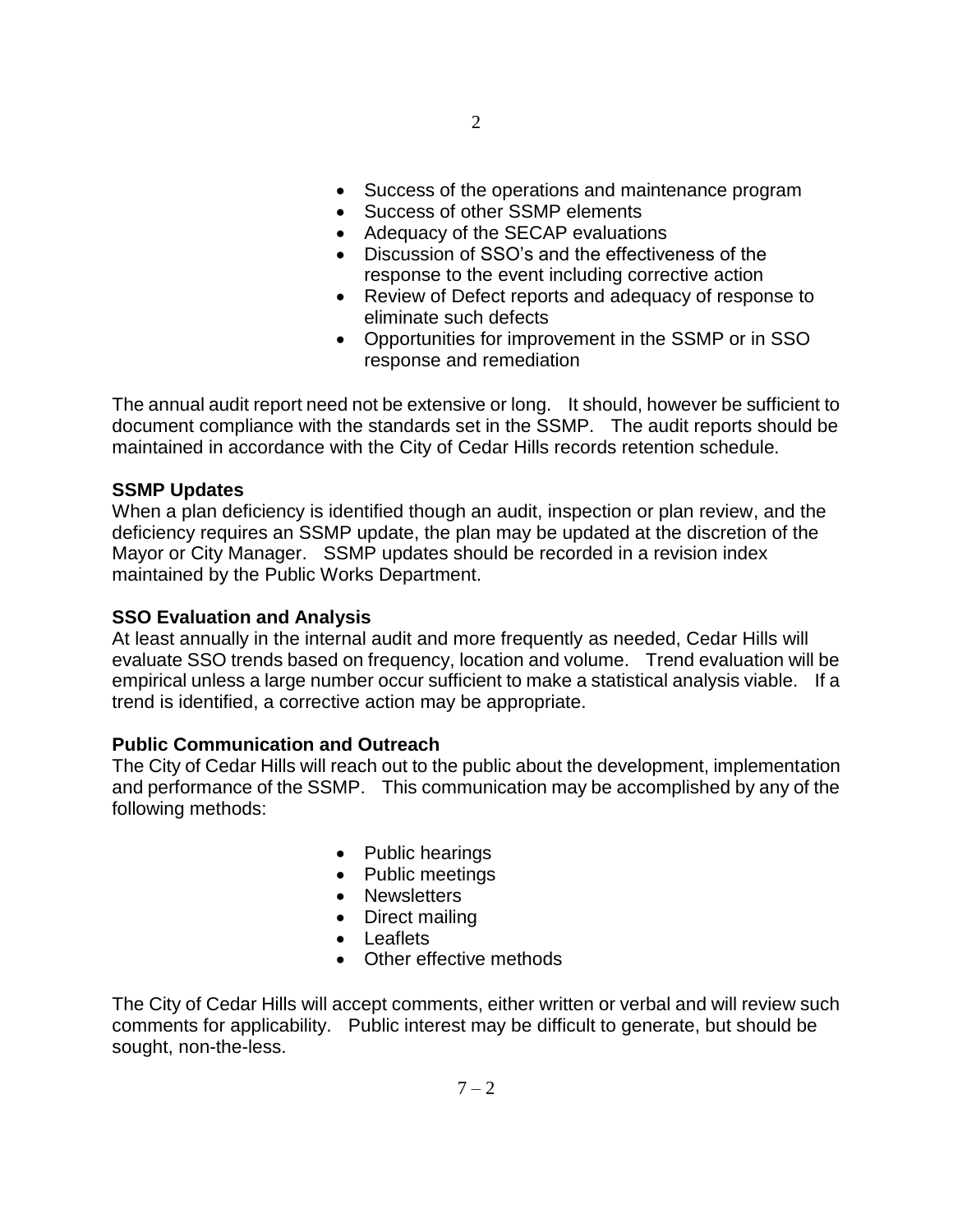- Success of the operations and maintenance program
- Success of other SSMP elements
- Adequacy of the SECAP evaluations
- Discussion of SSO's and the effectiveness of the response to the event including corrective action
- Review of Defect reports and adequacy of response to eliminate such defects
- Opportunities for improvement in the SSMP or in SSO response and remediation

The annual audit report need not be extensive or long. It should, however be sufficient to document compliance with the standards set in the SSMP. The audit reports should be maintained in accordance with the City of Cedar Hills records retention schedule.

**SSMP Updates**
When a plan deficiency is identified though an audit, inspection or plan review, and the deficiency requires an SSMP update, the plan may be updated at the discretion of the Mayor or City Manager. SSMP updates should be recorded in a revision index maintained by the Public Works Department.

**SSO Evaluation and Analysis**
At least annually in the internal audit and more frequently as needed, Cedar Hills will evaluate SSO trends based on frequency, location and volume. Trend evaluation will be empirical unless a large number occur sufficient to make a statistical analysis viable. If a trend is identified, a corrective action may be appropriate.

**Public Communication and Outreach**
The City of Cedar Hills will reach out to the public about the development, implementation and performance of the SSMP. This communication may be accomplished by any of the following methods:

- Public hearings
- Public meetings
- Newsletters
- Direct mailing
- Leaflets
- Other effective methods

The City of Cedar Hills will accept comments, either written or verbal and will review such comments for applicability. Public interest may be difficult to generate, but should be sought, non-the-less.